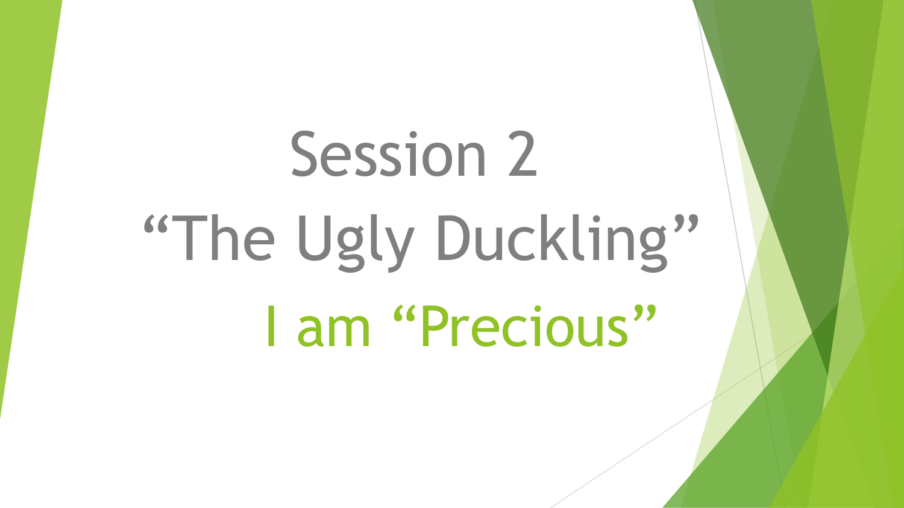# Session 2

# “The Ugly Duckling”

## I am “Precious”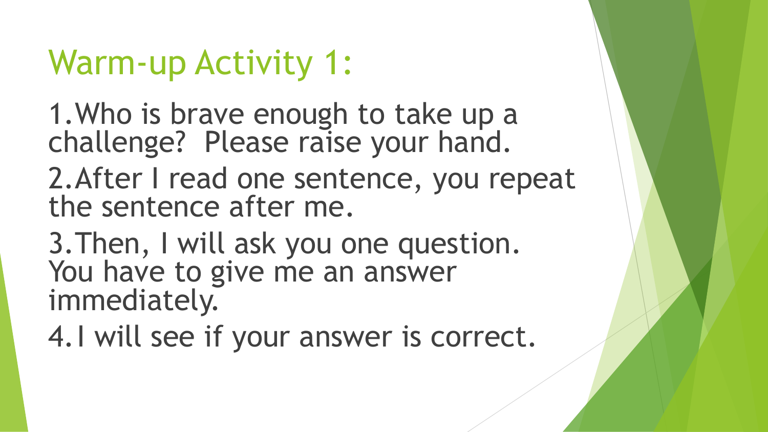# Warm-up Activity 1:

1. Who is brave enough to take up a challenge? Please raise your hand.
2. After I read one sentence, you repeat the sentence after me.
3. Then, I will ask you one question. You have to give me an answer immediately.
4. I will see if your answer is correct.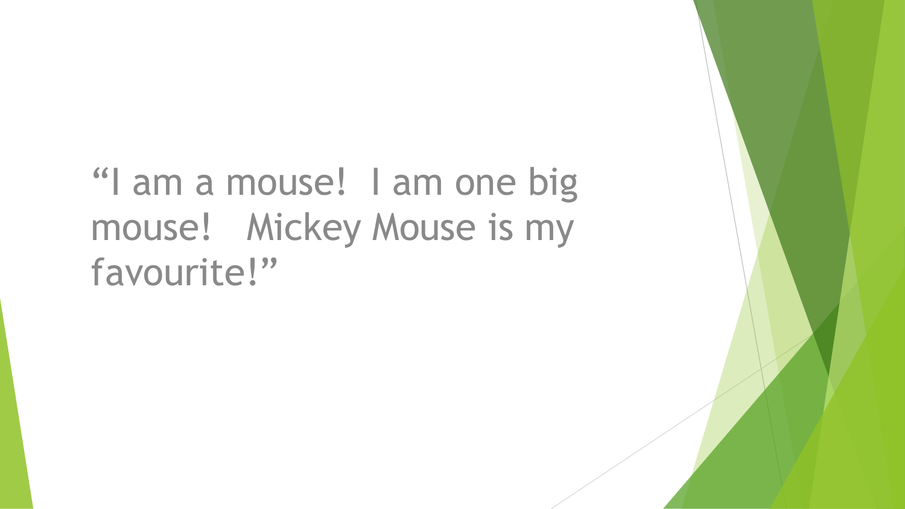"I am a mouse! I am one big mouse! Mickey Mouse is my favourite!"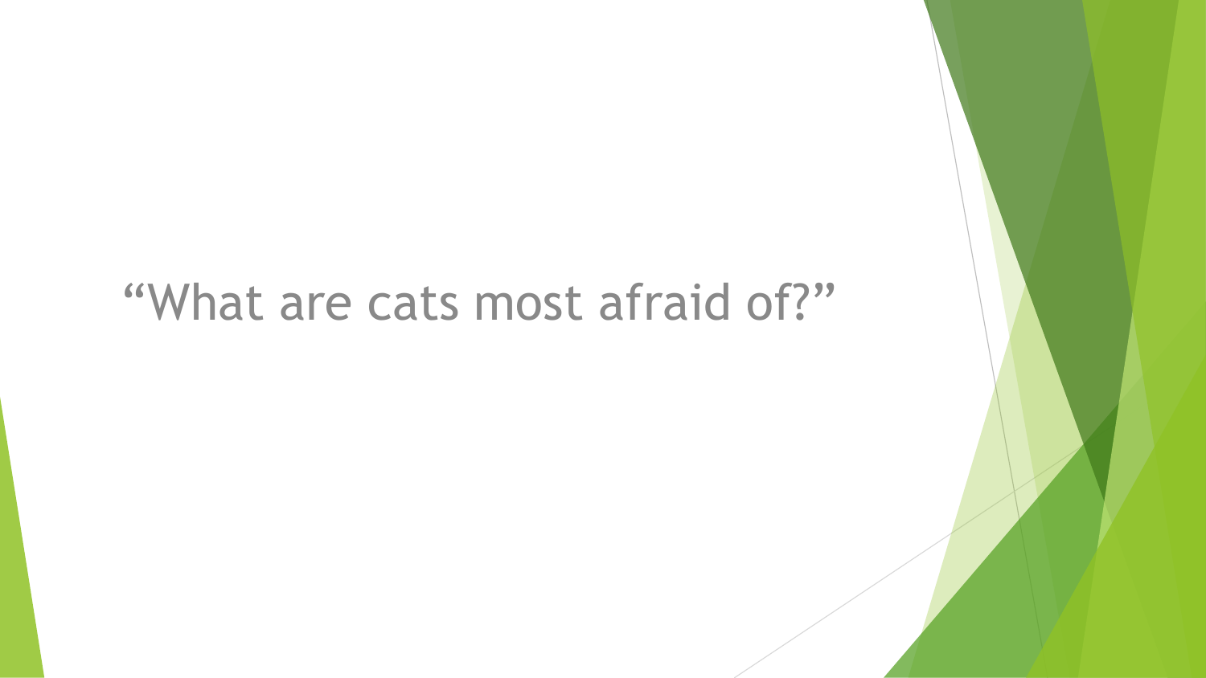“What are cats most afraid of?”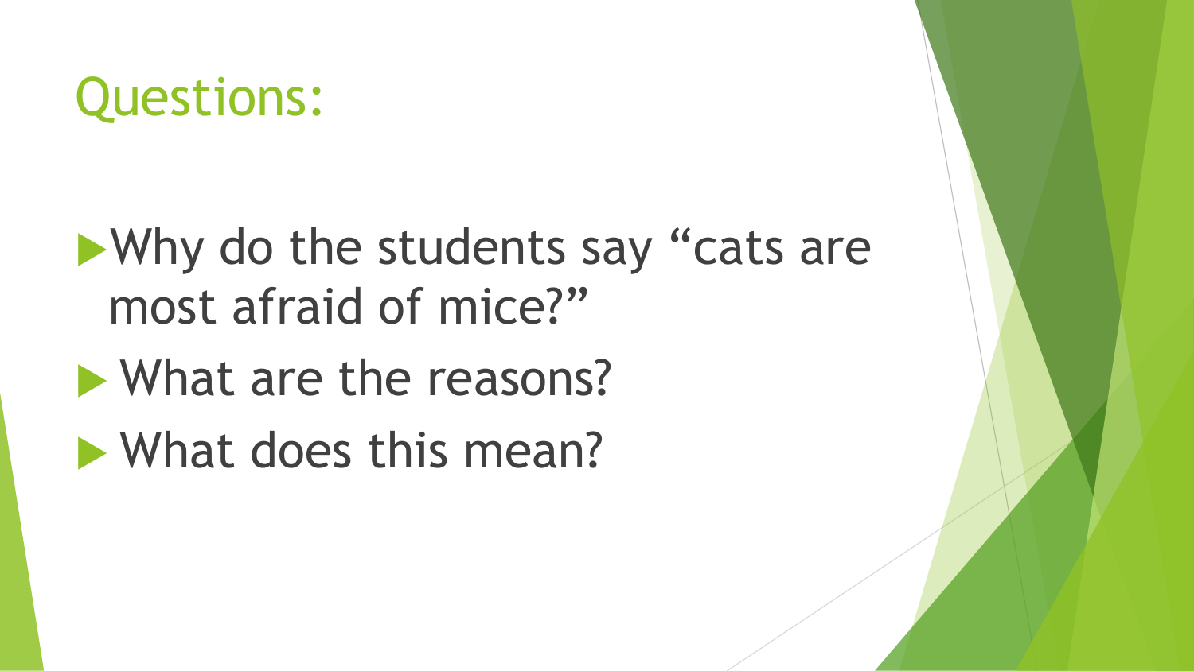# Questions:

- Why do the students say “cats are most afraid of mice?”
- What are the reasons?
- What does this mean?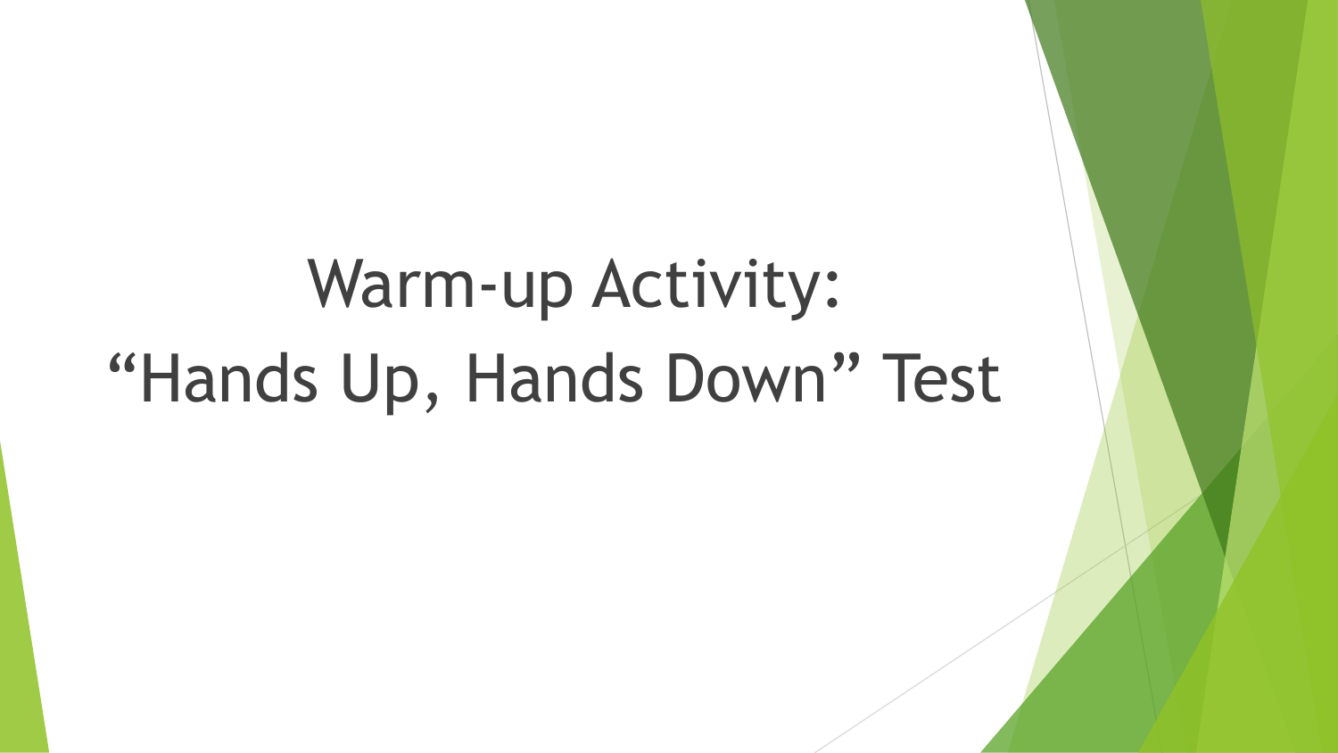# Warm-up Activity: “Hands Up, Hands Down” Test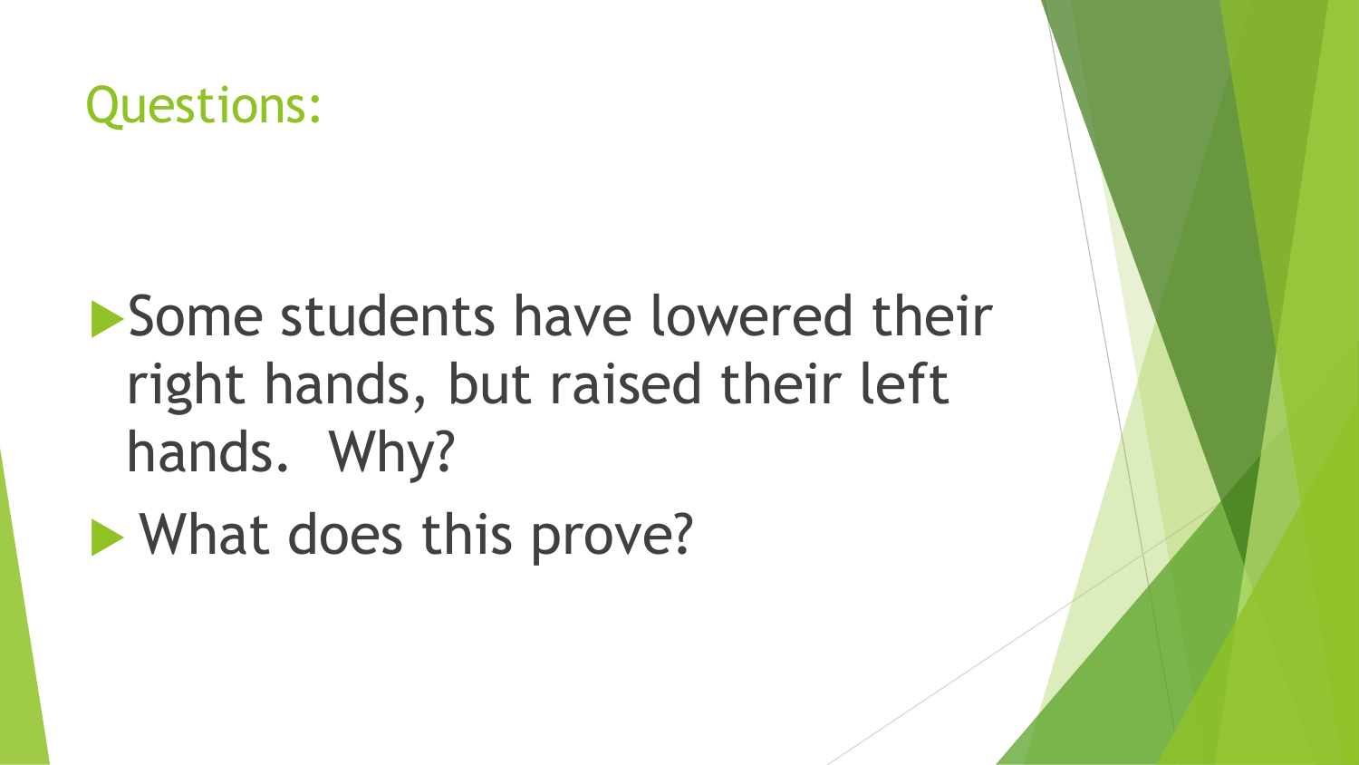## Questions:

- Some students have lowered their right hands, but raised their left hands. Why?
- What does this prove?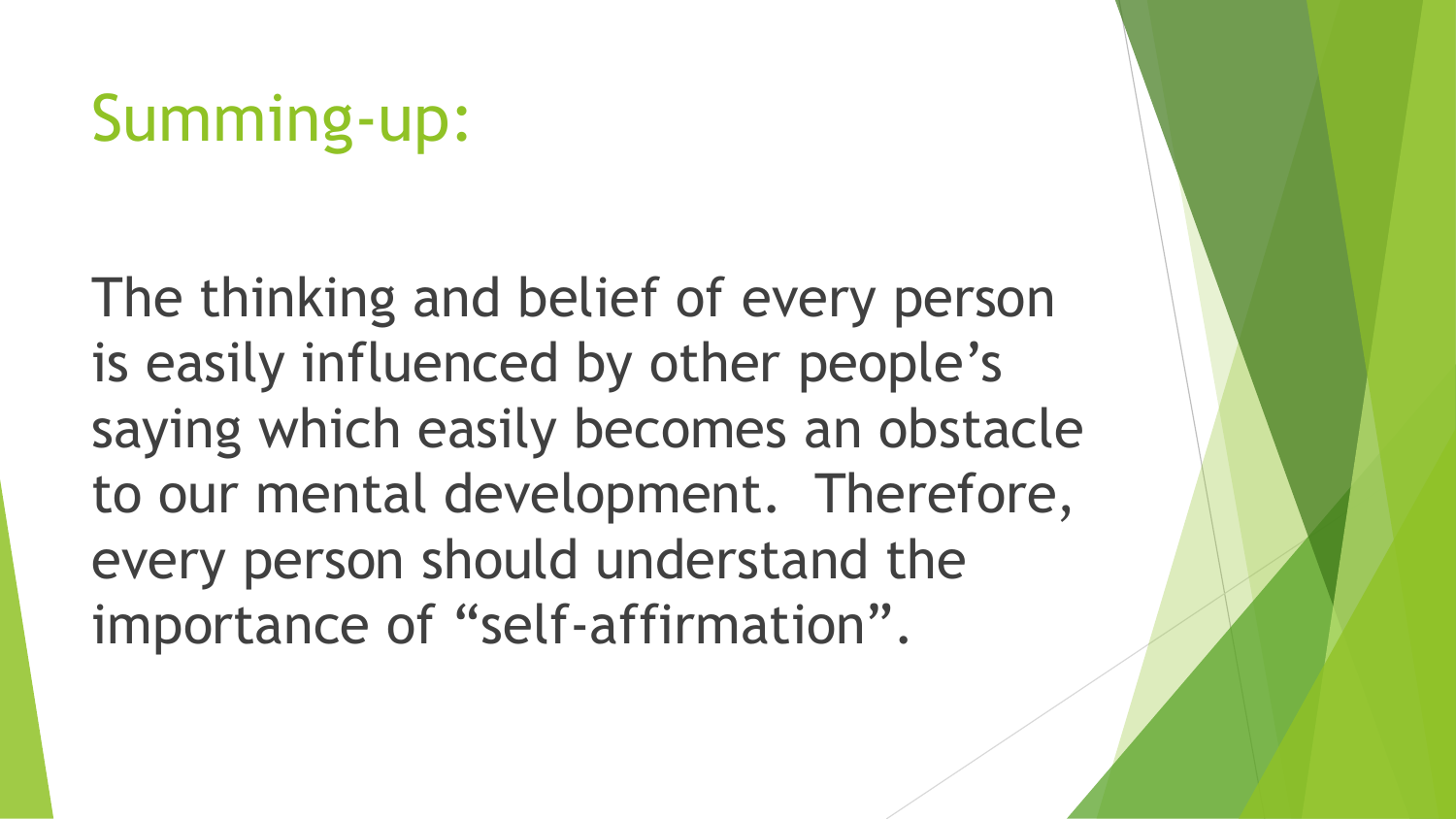# Summing-up:

The thinking and belief of every person is easily influenced by other people's saying which easily becomes an obstacle to our mental development. Therefore, every person should understand the importance of "self-affirmation".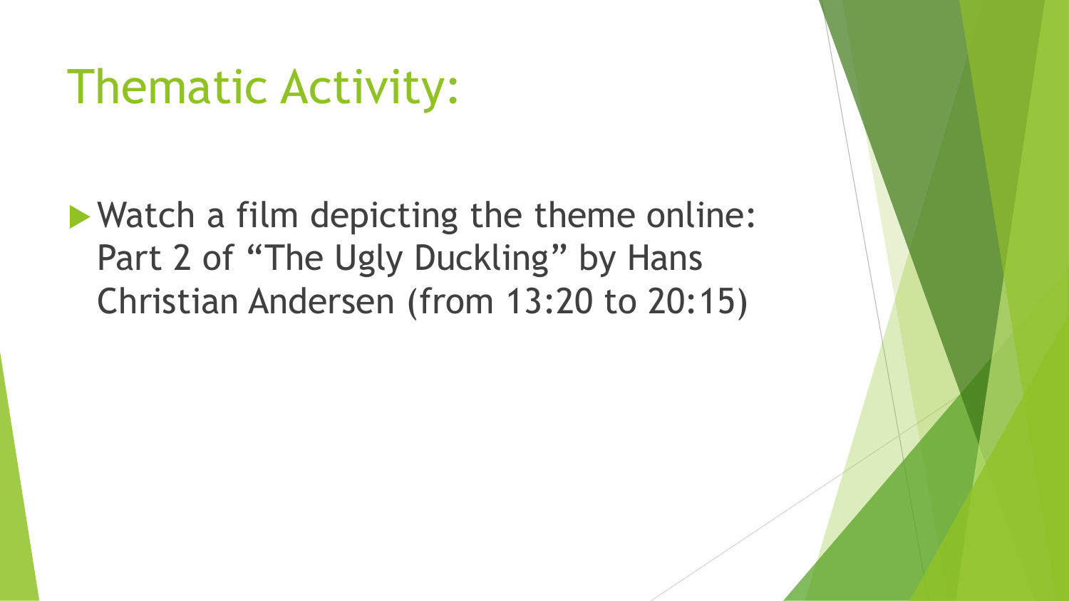# Thematic Activity:

- Watch a film depicting the theme online: Part 2 of "The Ugly Duckling" by Hans Christian Andersen (from 13:20 to 20:15)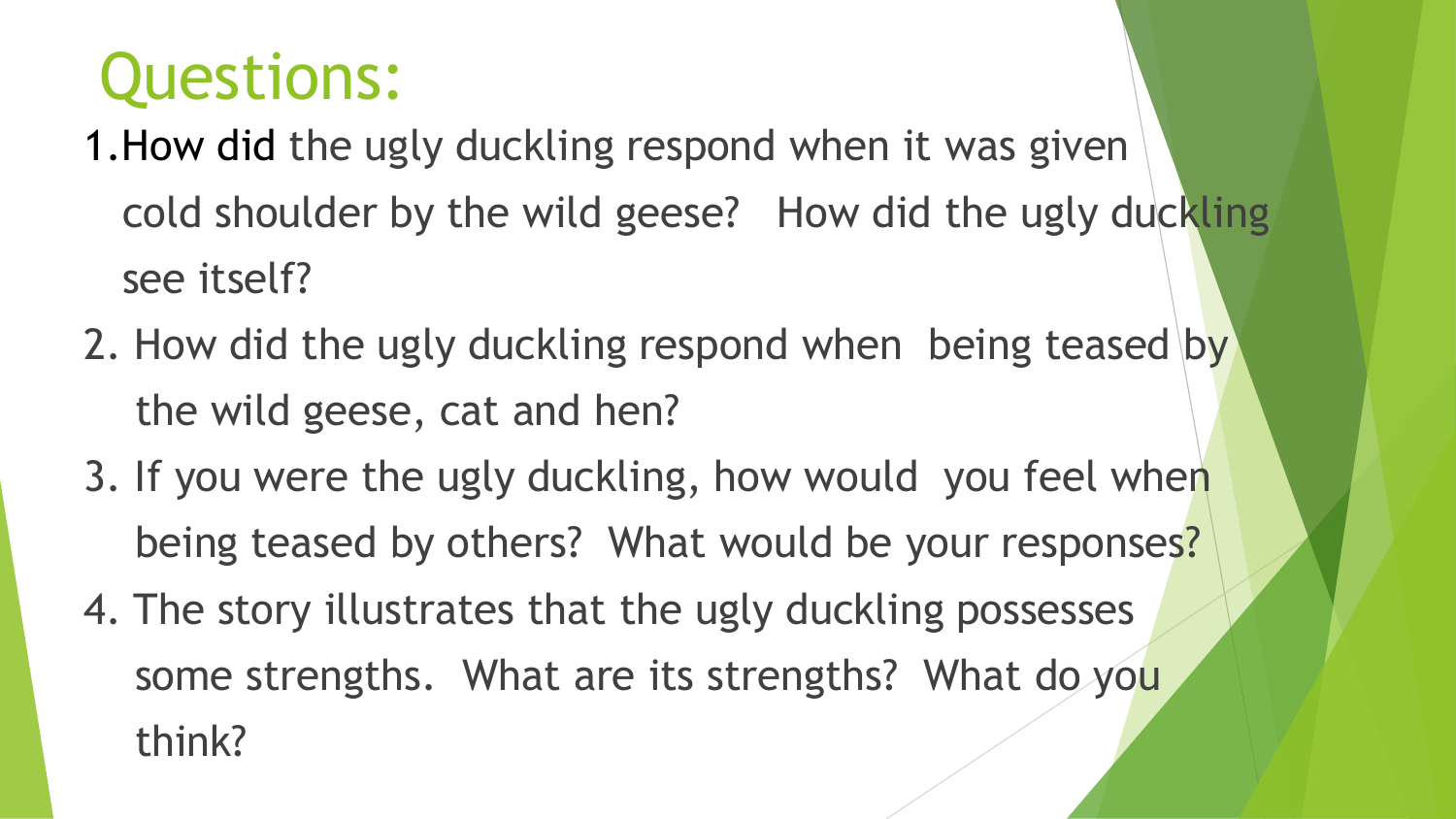# Questions:

1. How did the ugly duckling respond when it was given cold shoulder by the wild geese? How did the ugly duckling see itself?
2. How did the ugly duckling respond when being teased by the wild geese, cat and hen?
3. If you were the ugly duckling, how would you feel when being teased by others? What would be your responses?
4. The story illustrates that the ugly duckling possesses some strengths. What are its strengths? What do you think?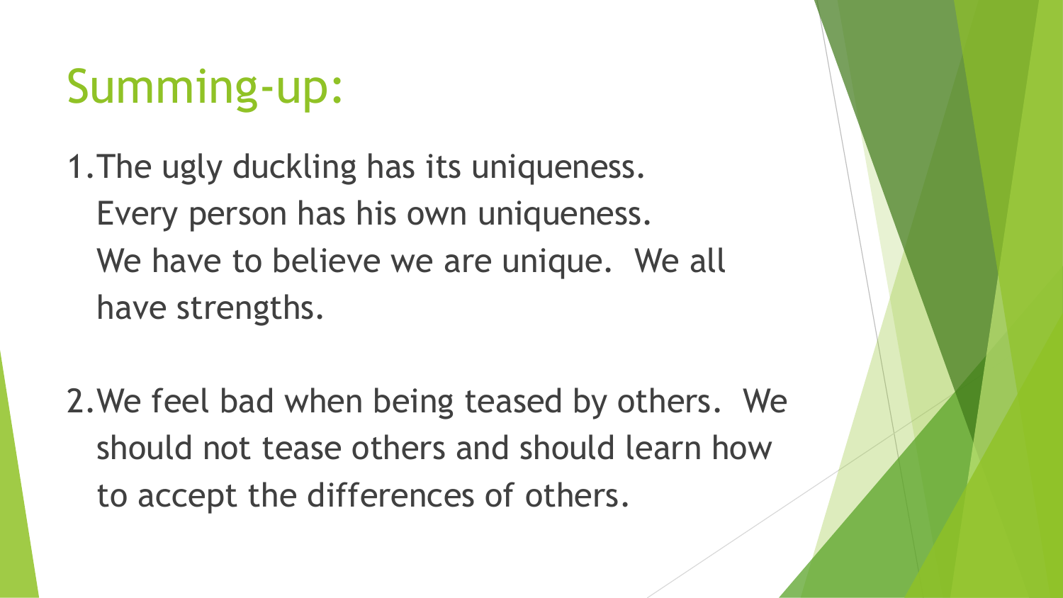# Summing-up:

1. The ugly duckling has its uniqueness. Every person has his own uniqueness. We have to believe we are unique. We all have strengths.

2. We feel bad when being teased by others. We should not tease others and should learn how to accept the differences of others.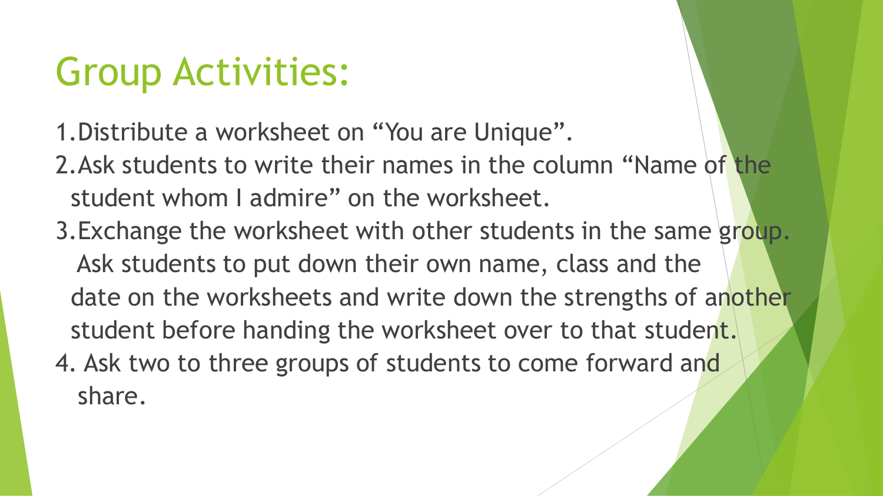# Group Activities:

1. Distribute a worksheet on “You are Unique”.
2. Ask students to write their names in the column “Name of the student whom I admire” on the worksheet.
3. Exchange the worksheet with other students in the same group. Ask students to put down their own name, class and the date on the worksheets and write down the strengths of another student before handing the worksheet over to that student.
4. Ask two to three groups of students to come forward and share.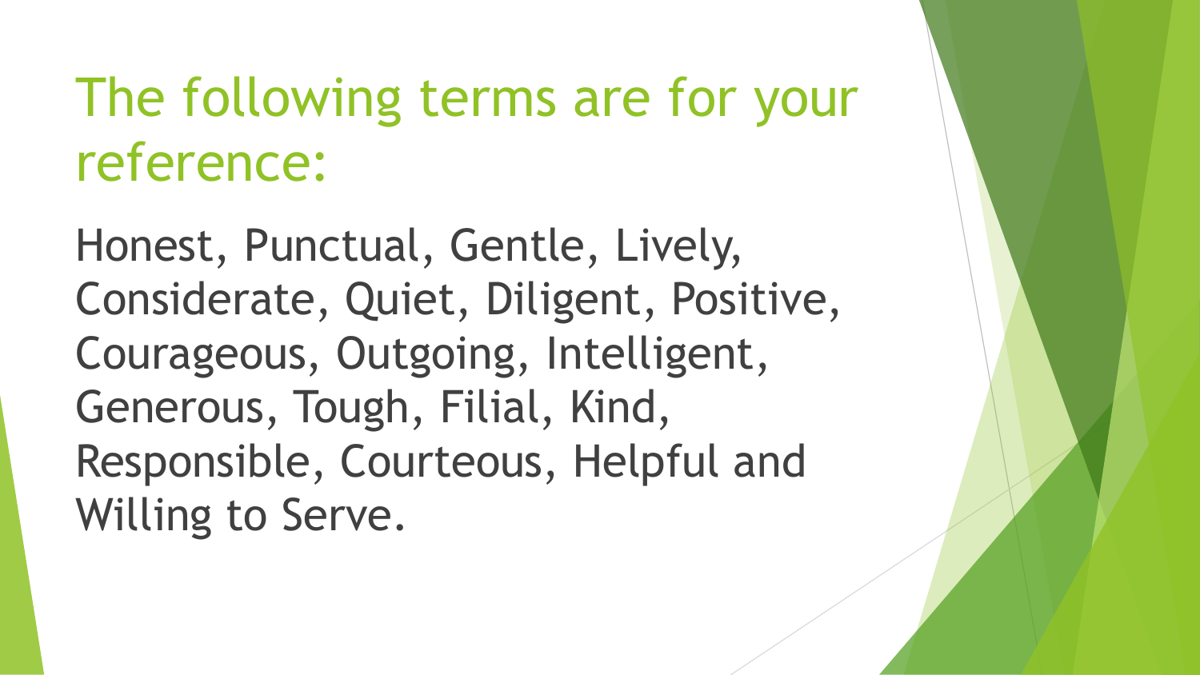# The following terms are for your reference:

Honest, Punctual, Gentle, Lively, Considerate, Quiet, Diligent, Positive, Courageous, Outgoing, Intelligent, Generous, Tough, Filial, Kind, Responsible, Courteous, Helpful and Willing to Serve.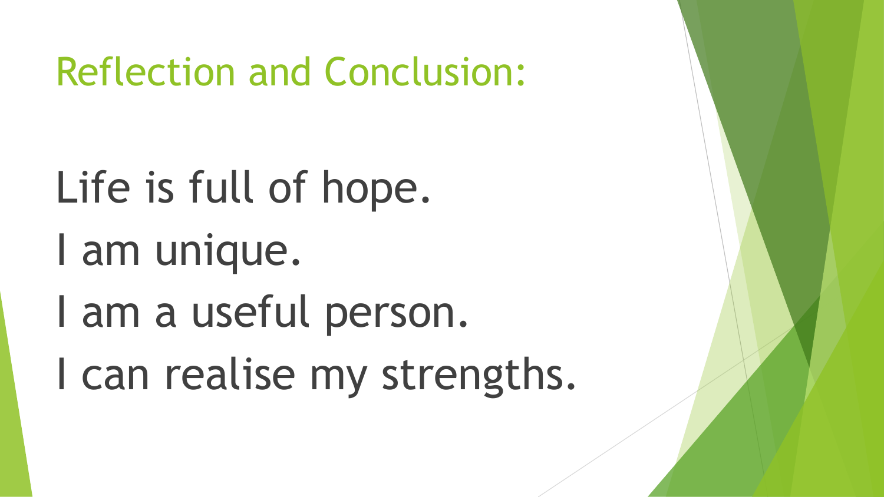# Reflection and Conclusion:

Life is full of hope.

I am unique.

I am a useful person.

I can realise my strengths.